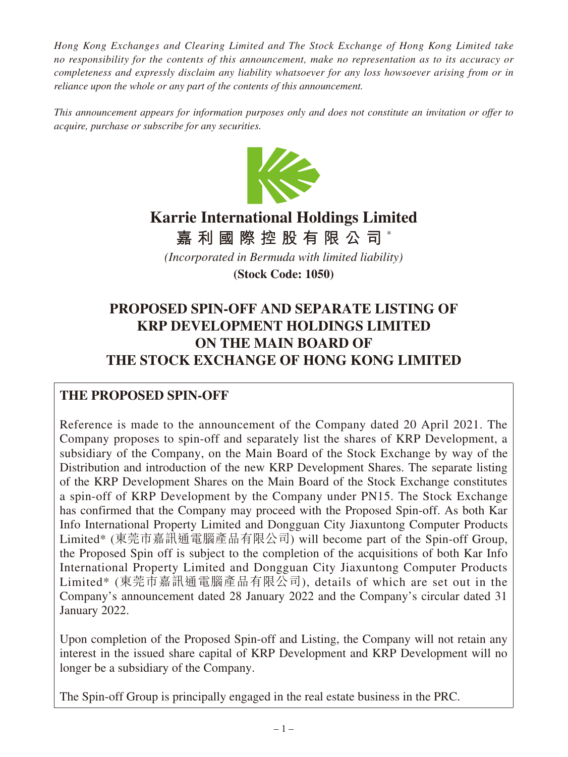*Hong Kong Exchanges and Clearing Limited and The Stock Exchange of Hong Kong Limited take no responsibility for the contents of this announcement, make no representation as to its accuracy or completeness and expressly disclaim any liability whatsoever for any loss howsoever arising from or in reliance upon the whole or any part of the contents of this announcement.*

*This announcement appears for information purposes only and does not constitute an invitation or offer to acquire, purchase or subscribe for any securities.*

# Karrie International Holdings Limited

# 嘉利國際控股有限公司*

*(Incorporated in Bermuda with limited liability)*

**(Stock Code: 1050)**

# PROPOSED SPIN-OFF AND SEPARATE LISTING OF KRP DEVELOPMENT HOLDINGS LIMITED ON THE MAIN BOARD OF THE STOCK EXCHANGE OF HONG KONG LIMITED

## THE PROPOSED SPIN-OFF

Reference is made to the announcement of the Company dated 20 April 2021. The Company proposes to spin-off and separately list the shares of KRP Development, a subsidiary of the Company, on the Main Board of the Stock Exchange by way of the Distribution and introduction of the new KRP Development Shares. The separate listing of the KRP Development Shares on the Main Board of the Stock Exchange constitutes a spin-off of KRP Development by the Company under PN15. The Stock Exchange has confirmed that the Company may proceed with the Proposed Spin-off. As both Kar Info International Property Limited and Dongguan City Jiaxuntong Computer Products Limited* (東莞市嘉訊通電腦產品有限公司) will become part of the Spin-off Group, the Proposed Spin off is subject to the completion of the acquisitions of both Kar Info International Property Limited and Dongguan City Jiaxuntong Computer Products Limited* (東莞市嘉訊通電腦產品有限公司), details of which are set out in the Company's announcement dated 28 January 2022 and the Company's circular dated 31 January 2022.

Upon completion of the Proposed Spin-off and Listing, the Company will not retain any interest in the issued share capital of KRP Development and KRP Development will no longer be a subsidiary of the Company.

The Spin-off Group is principally engaged in the real estate business in the PRC.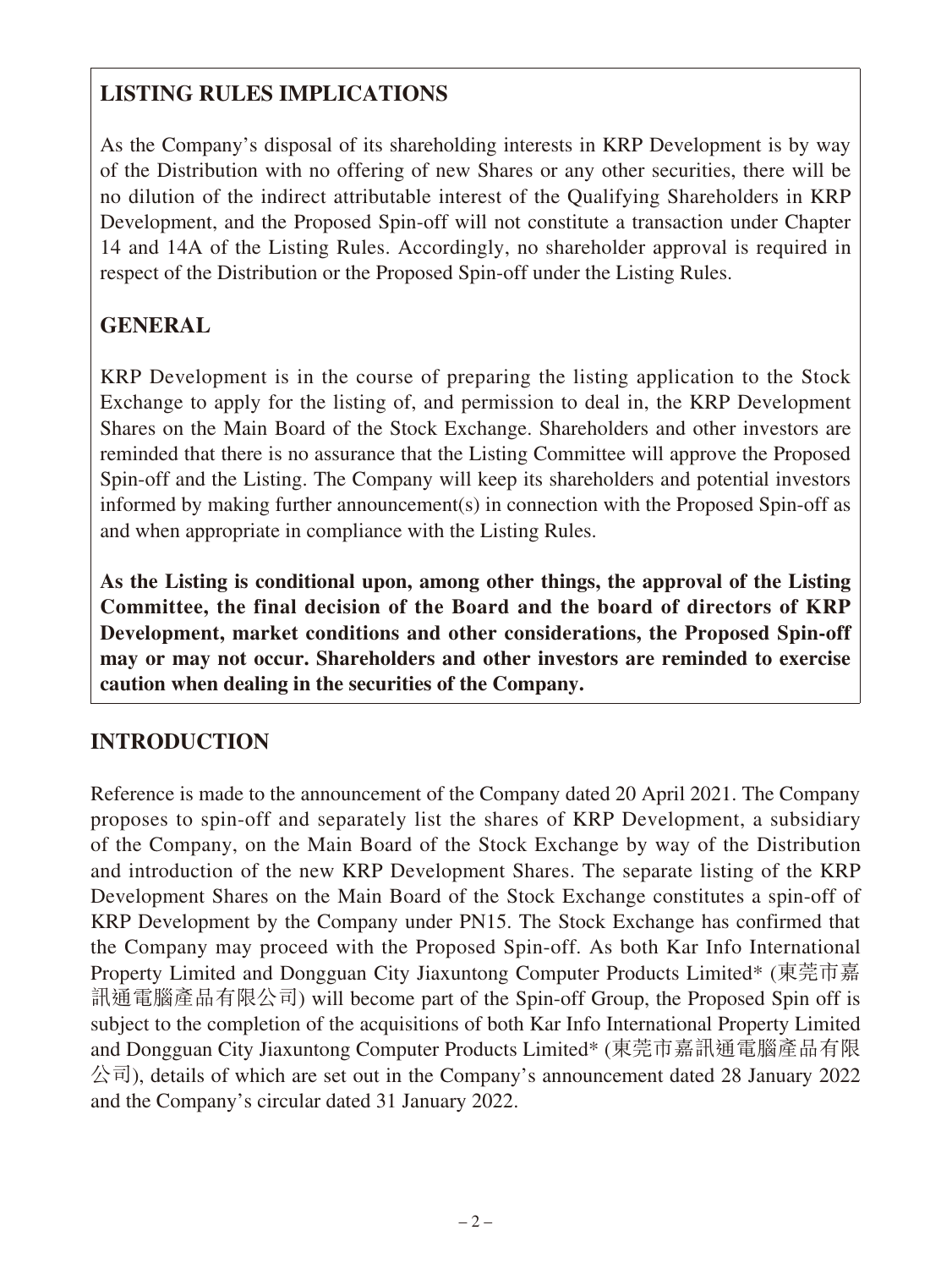## LISTING RULES IMPLICATIONS

As the Company's disposal of its shareholding interests in KRP Development is by way of the Distribution with no offering of new Shares or any other securities, there will be no dilution of the indirect attributable interest of the Qualifying Shareholders in KRP Development, and the Proposed Spin-off will not constitute a transaction under Chapter 14 and 14A of the Listing Rules. Accordingly, no shareholder approval is required in respect of the Distribution or the Proposed Spin-off under the Listing Rules.

## GENERAL

KRP Development is in the course of preparing the listing application to the Stock Exchange to apply for the listing of, and permission to deal in, the KRP Development Shares on the Main Board of the Stock Exchange. Shareholders and other investors are reminded that there is no assurance that the Listing Committee will approve the Proposed Spin-off and the Listing. The Company will keep its shareholders and potential investors informed by making further announcement(s) in connection with the Proposed Spin-off as and when appropriate in compliance with the Listing Rules.

**As the Listing is conditional upon, among other things, the approval of the Listing Committee, the final decision of the Board and the board of directors of KRP Development, market conditions and other considerations, the Proposed Spin-off may or may not occur. Shareholders and other investors are reminded to exercise caution when dealing in the securities of the Company.**

## INTRODUCTION

Reference is made to the announcement of the Company dated 20 April 2021. The Company proposes to spin-off and separately list the shares of KRP Development, a subsidiary of the Company, on the Main Board of the Stock Exchange by way of the Distribution and introduction of the new KRP Development Shares. The separate listing of the KRP Development Shares on the Main Board of the Stock Exchange constitutes a spin-off of KRP Development by the Company under PN15. The Stock Exchange has confirmed that the Company may proceed with the Proposed Spin-off. As both Kar Info International Property Limited and Dongguan City Jiaxuntong Computer Products Limited* (東莞市嘉訊通電腦產品有限公司) will become part of the Spin-off Group, the Proposed Spin off is subject to the completion of the acquisitions of both Kar Info International Property Limited and Dongguan City Jiaxuntong Computer Products Limited* (東莞市嘉訊通電腦產品有限公司), details of which are set out in the Company's announcement dated 28 January 2022 and the Company's circular dated 31 January 2022.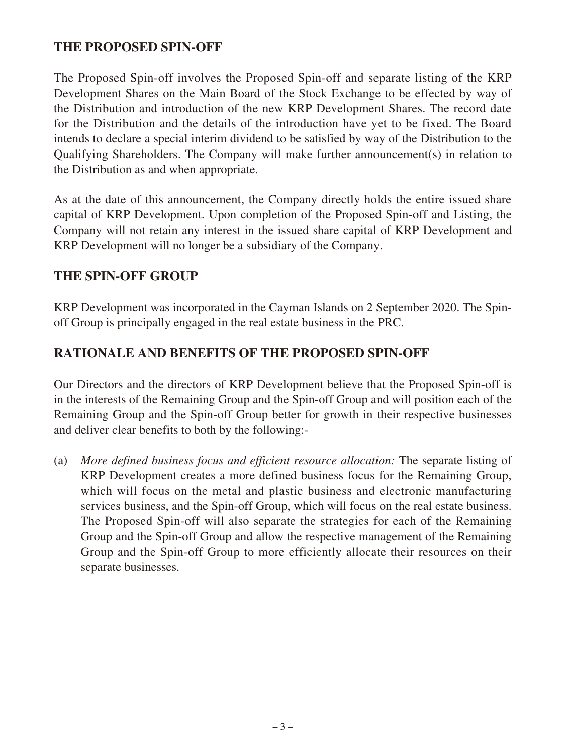## THE PROPOSED SPIN-OFF

The Proposed Spin-off involves the Proposed Spin-off and separate listing of the KRP Development Shares on the Main Board of the Stock Exchange to be effected by way of the Distribution and introduction of the new KRP Development Shares. The record date for the Distribution and the details of the introduction have yet to be fixed. The Board intends to declare a special interim dividend to be satisfied by way of the Distribution to the Qualifying Shareholders. The Company will make further announcement(s) in relation to the Distribution as and when appropriate.

As at the date of this announcement, the Company directly holds the entire issued share capital of KRP Development. Upon completion of the Proposed Spin-off and Listing, the Company will not retain any interest in the issued share capital of KRP Development and KRP Development will no longer be a subsidiary of the Company.

## THE SPIN-OFF GROUP

KRP Development was incorporated in the Cayman Islands on 2 September 2020. The Spin-off Group is principally engaged in the real estate business in the PRC.

## RATIONALE AND BENEFITS OF THE PROPOSED SPIN-OFF

Our Directors and the directors of KRP Development believe that the Proposed Spin-off is in the interests of the Remaining Group and the Spin-off Group and will position each of the Remaining Group and the Spin-off Group better for growth in their respective businesses and deliver clear benefits to both by the following:-

(a) *More defined business focus and efficient resource allocation:* The separate listing of KRP Development creates a more defined business focus for the Remaining Group, which will focus on the metal and plastic business and electronic manufacturing services business, and the Spin-off Group, which will focus on the real estate business. The Proposed Spin-off will also separate the strategies for each of the Remaining Group and the Spin-off Group and allow the respective management of the Remaining Group and the Spin-off Group to more efficiently allocate their resources on their separate businesses.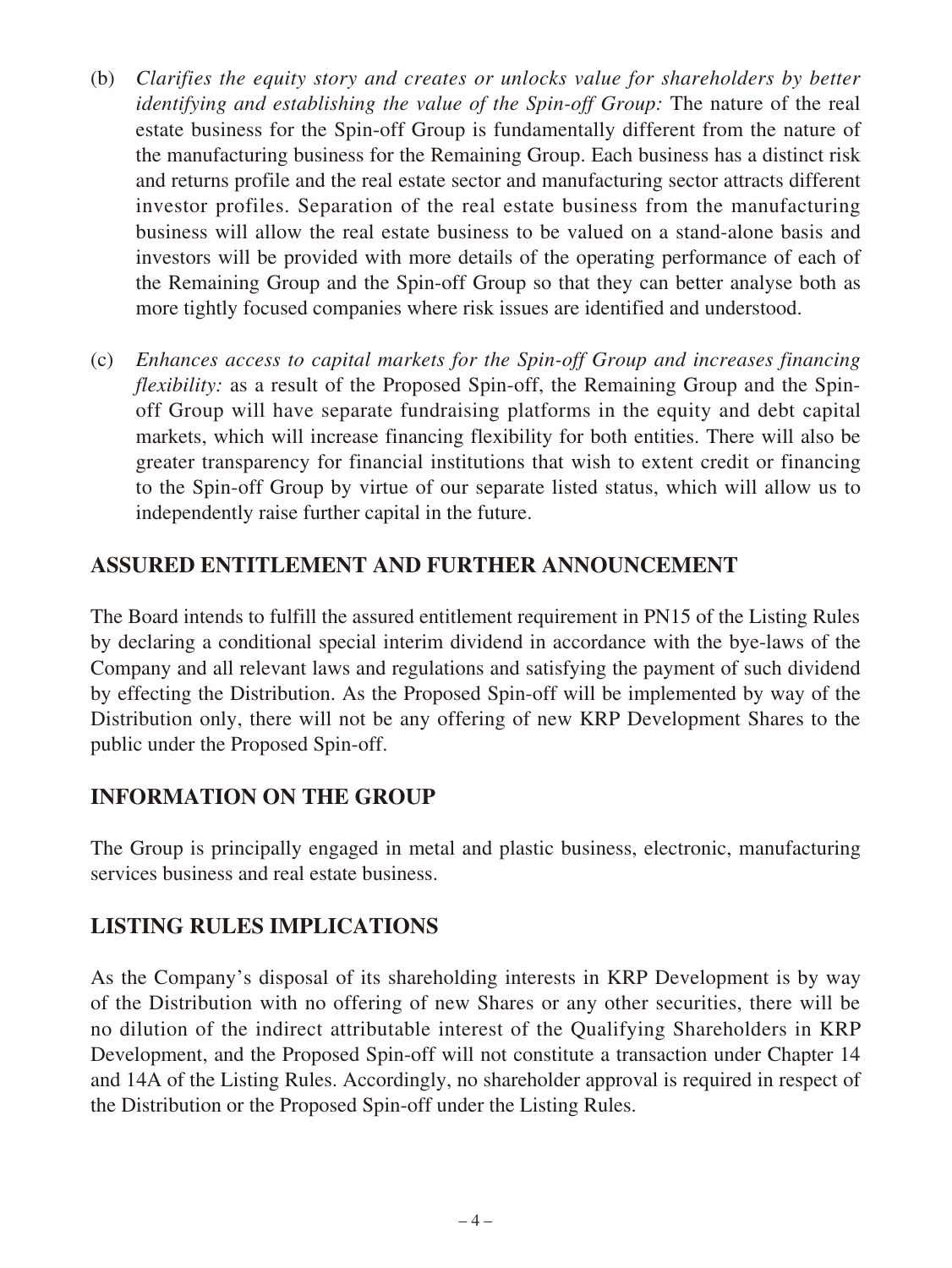(b) *Clarifies the equity story and creates or unlocks value for shareholders by better identifying and establishing the value of the Spin-off Group:* The nature of the real estate business for the Spin-off Group is fundamentally different from the nature of the manufacturing business for the Remaining Group. Each business has a distinct risk and returns profile and the real estate sector and manufacturing sector attracts different investor profiles. Separation of the real estate business from the manufacturing business will allow the real estate business to be valued on a stand-alone basis and investors will be provided with more details of the operating performance of each of the Remaining Group and the Spin-off Group so that they can better analyse both as more tightly focused companies where risk issues are identified and understood.

(c) *Enhances access to capital markets for the Spin-off Group and increases financing flexibility:* as a result of the Proposed Spin-off, the Remaining Group and the Spin-off Group will have separate fundraising platforms in the equity and debt capital markets, which will increase financing flexibility for both entities. There will also be greater transparency for financial institutions that wish to extent credit or financing to the Spin-off Group by virtue of our separate listed status, which will allow us to independently raise further capital in the future.

## ASSURED ENTITLEMENT AND FURTHER ANNOUNCEMENT

The Board intends to fulfill the assured entitlement requirement in PN15 of the Listing Rules by declaring a conditional special interim dividend in accordance with the bye-laws of the Company and all relevant laws and regulations and satisfying the payment of such dividend by effecting the Distribution. As the Proposed Spin-off will be implemented by way of the Distribution only, there will not be any offering of new KRP Development Shares to the public under the Proposed Spin-off.

## INFORMATION ON THE GROUP

The Group is principally engaged in metal and plastic business, electronic, manufacturing services business and real estate business.

## LISTING RULES IMPLICATIONS

As the Company's disposal of its shareholding interests in KRP Development is by way of the Distribution with no offering of new Shares or any other securities, there will be no dilution of the indirect attributable interest of the Qualifying Shareholders in KRP Development, and the Proposed Spin-off will not constitute a transaction under Chapter 14 and 14A of the Listing Rules. Accordingly, no shareholder approval is required in respect of the Distribution or the Proposed Spin-off under the Listing Rules.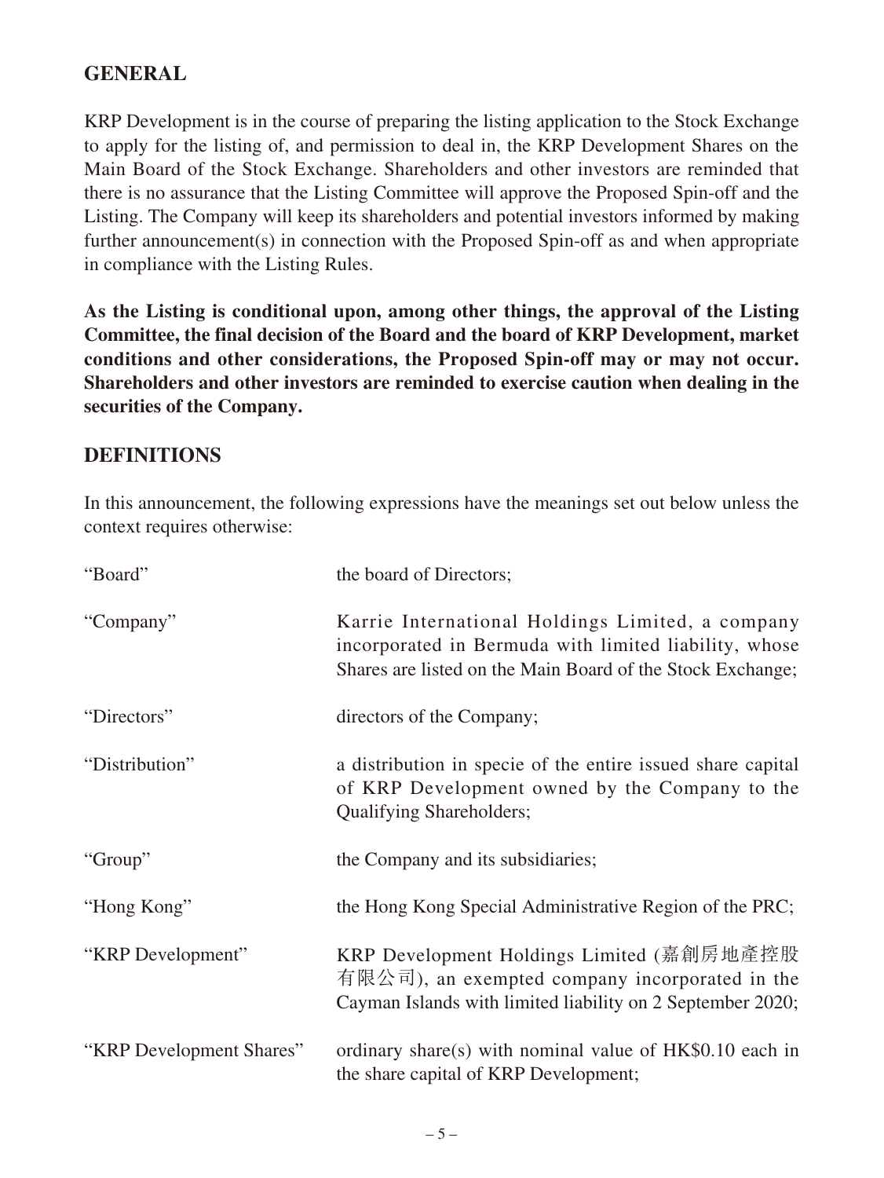## GENERAL

KRP Development is in the course of preparing the listing application to the Stock Exchange to apply for the listing of, and permission to deal in, the KRP Development Shares on the Main Board of the Stock Exchange. Shareholders and other investors are reminded that there is no assurance that the Listing Committee will approve the Proposed Spin-off and the Listing. The Company will keep its shareholders and potential investors informed by making further announcement(s) in connection with the Proposed Spin-off as and when appropriate in compliance with the Listing Rules.

**As the Listing is conditional upon, among other things, the approval of the Listing Committee, the final decision of the Board and the board of KRP Development, market conditions and other considerations, the Proposed Spin-off may or may not occur. Shareholders and other investors are reminded to exercise caution when dealing in the securities of the Company.**

## DEFINITIONS

In this announcement, the following expressions have the meanings set out below unless the context requires otherwise:

| | |
|---|---|
| "Board" | the board of Directors; |
| "Company" | Karrie International Holdings Limited, a company incorporated in Bermuda with limited liability, whose Shares are listed on the Main Board of the Stock Exchange; |
| "Directors" | directors of the Company; |
| "Distribution" | a distribution in specie of the entire issued share capital of KRP Development owned by the Company to the Qualifying Shareholders; |
| "Group" | the Company and its subsidiaries; |
| "Hong Kong" | the Hong Kong Special Administrative Region of the PRC; |
| "KRP Development" | KRP Development Holdings Limited (嘉創房地產控股有限公司), an exempted company incorporated in the Cayman Islands with limited liability on 2 September 2020; |
| "KRP Development Shares" | ordinary share(s) with nominal value of HK$0.10 each in the share capital of KRP Development; |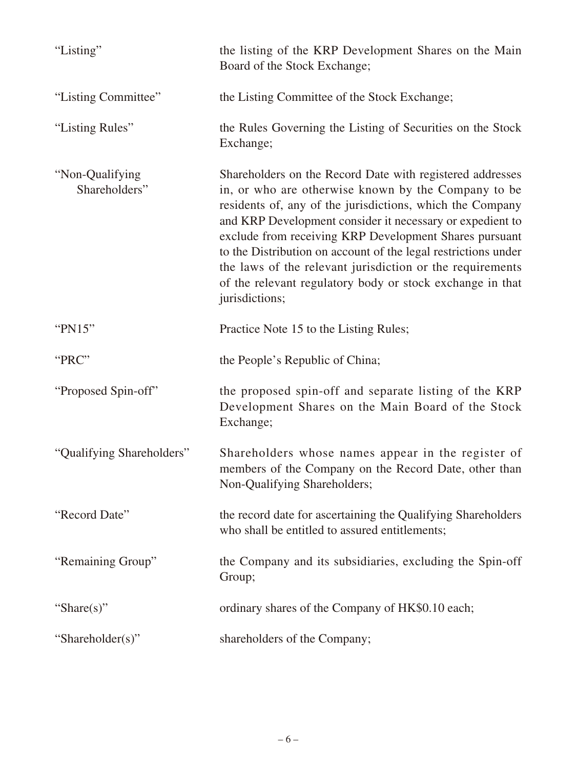| | |
|---|---|
| "Listing" | the listing of the KRP Development Shares on the Main Board of the Stock Exchange; |
| "Listing Committee" | the Listing Committee of the Stock Exchange; |
| "Listing Rules" | the Rules Governing the Listing of Securities on the Stock Exchange; |
| "Non-Qualifying Shareholders" | Shareholders on the Record Date with registered addresses in, or who are otherwise known by the Company to be residents of, any of the jurisdictions, which the Company and KRP Development consider it necessary or expedient to exclude from receiving KRP Development Shares pursuant to the Distribution on account of the legal restrictions under the laws of the relevant jurisdiction or the requirements of the relevant regulatory body or stock exchange in that jurisdictions; |
| "PN15" | Practice Note 15 to the Listing Rules; |
| "PRC" | the People's Republic of China; |
| "Proposed Spin-off" | the proposed spin-off and separate listing of the KRP Development Shares on the Main Board of the Stock Exchange; |
| "Qualifying Shareholders" | Shareholders whose names appear in the register of members of the Company on the Record Date, other than Non-Qualifying Shareholders; |
| "Record Date" | the record date for ascertaining the Qualifying Shareholders who shall be entitled to assured entitlements; |
| "Remaining Group" | the Company and its subsidiaries, excluding the Spin-off Group; |
| "Share(s)" | ordinary shares of the Company of HK$0.10 each; |
| "Shareholder(s)" | shareholders of the Company; |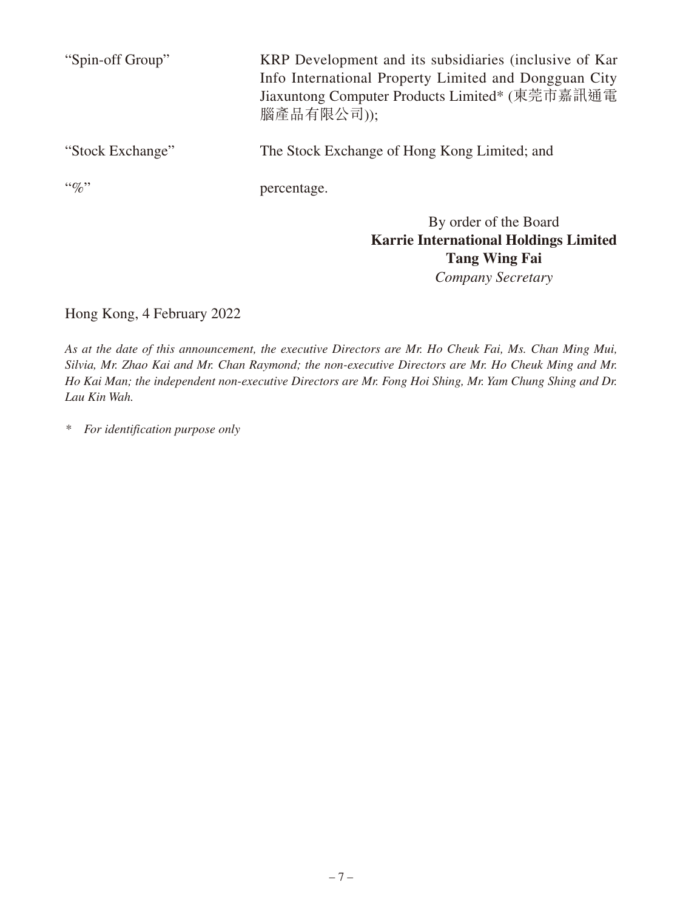| | |
|---|---|
| "Spin-off Group" | KRP Development and its subsidiaries (inclusive of Kar Info International Property Limited and Dongguan City Jiaxuntong Computer Products Limited* (東莞市嘉訊通電腦產品有限公司)); |
| "Stock Exchange" | The Stock Exchange of Hong Kong Limited; and |
| "%" | percentage. |

By order of the Board
**Karrie International Holdings Limited**
**Tang Wing Fai**
*Company Secretary*

Hong Kong, 4 February 2022

*As at the date of this announcement, the executive Directors are Mr. Ho Cheuk Fai, Ms. Chan Ming Mui, Silvia, Mr. Zhao Kai and Mr. Chan Raymond; the non-executive Directors are Mr. Ho Cheuk Ming and Mr. Ho Kai Man; the independent non-executive Directors are Mr. Fong Hoi Shing, Mr. Yam Chung Shing and Dr. Lau Kin Wah.*

\* *For identification purpose only*